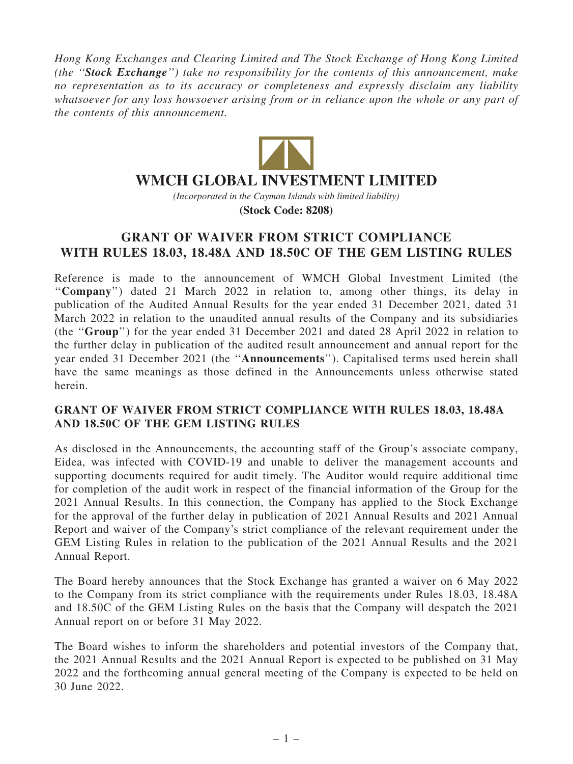*Hong Kong Exchanges and Clearing Limited and The Stock Exchange of Hong Kong Limited (the "**Stock Exchange**") take no responsibility for the contents of this announcement, make no representation as to its accuracy or completeness and expressly disclaim any liability whatsoever for any loss howsoever arising from or in reliance upon the whole or any part of the contents of this announcement.*

# WMCH GLOBAL INVESTMENT LIMITED

*(Incorporated in the Cayman Islands with limited liability)*

**(Stock Code: 8208)**

## GRANT OF WAIVER FROM STRICT COMPLIANCE WITH RULES 18.03, 18.48A AND 18.50C OF THE GEM LISTING RULES

Reference is made to the announcement of WMCH Global Investment Limited (the "**Company**") dated 21 March 2022 in relation to, among other things, its delay in publication of the Audited Annual Results for the year ended 31 December 2021, dated 31 March 2022 in relation to the unaudited annual results of the Company and its subsidiaries (the "**Group**") for the year ended 31 December 2021 and dated 28 April 2022 in relation to the further delay in publication of the audited result announcement and annual report for the year ended 31 December 2021 (the "**Announcements**"). Capitalised terms used herein shall have the same meanings as those defined in the Announcements unless otherwise stated herein.

### GRANT OF WAIVER FROM STRICT COMPLIANCE WITH RULES 18.03, 18.48A AND 18.50C OF THE GEM LISTING RULES

As disclosed in the Announcements, the accounting staff of the Group's associate company, Eidea, was infected with COVID-19 and unable to deliver the management accounts and supporting documents required for audit timely. The Auditor would require additional time for completion of the audit work in respect of the financial information of the Group for the 2021 Annual Results. In this connection, the Company has applied to the Stock Exchange for the approval of the further delay in publication of 2021 Annual Results and 2021 Annual Report and waiver of the Company's strict compliance of the relevant requirement under the GEM Listing Rules in relation to the publication of the 2021 Annual Results and the 2021 Annual Report.

The Board hereby announces that the Stock Exchange has granted a waiver on 6 May 2022 to the Company from its strict compliance with the requirements under Rules 18.03, 18.48A and 18.50C of the GEM Listing Rules on the basis that the Company will despatch the 2021 Annual report on or before 31 May 2022.

The Board wishes to inform the shareholders and potential investors of the Company that, the 2021 Annual Results and the 2021 Annual Report is expected to be published on 31 May 2022 and the forthcoming annual general meeting of the Company is expected to be held on 30 June 2022.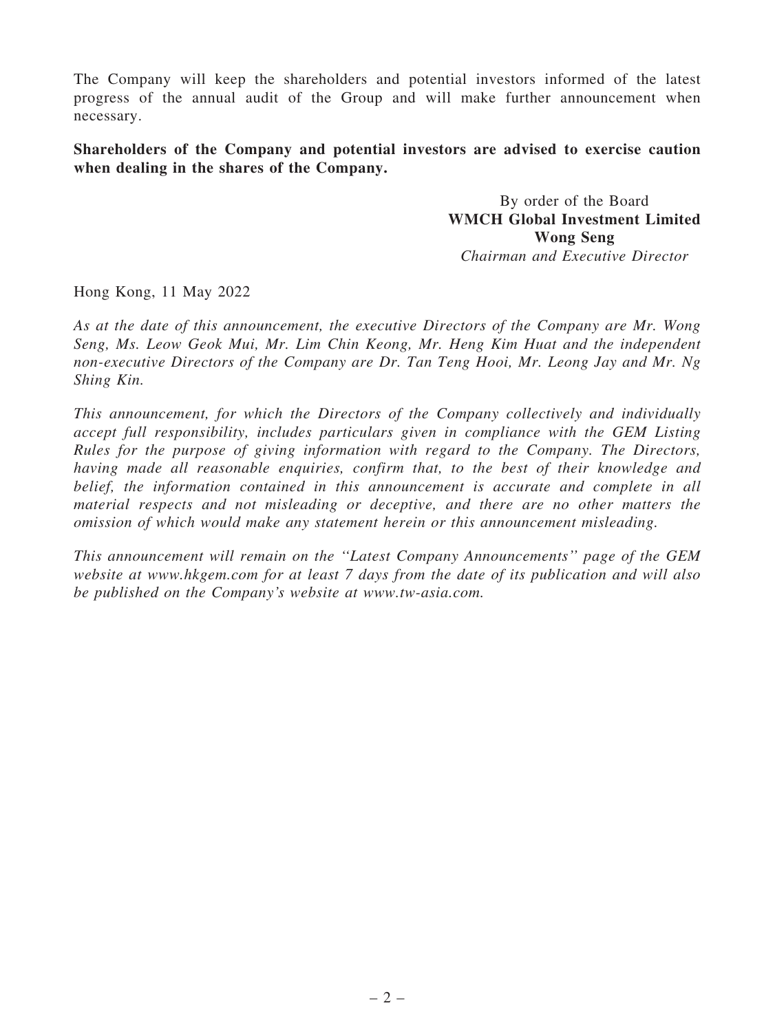The Company will keep the shareholders and potential investors informed of the latest progress of the annual audit of the Group and will make further announcement when necessary.

**Shareholders of the Company and potential investors are advised to exercise caution when dealing in the shares of the Company.**

By order of the Board
**WMCH Global Investment Limited**
**Wong Seng**
*Chairman and Executive Director*

Hong Kong, 11 May 2022

*As at the date of this announcement, the executive Directors of the Company are Mr. Wong Seng, Ms. Leow Geok Mui, Mr. Lim Chin Keong, Mr. Heng Kim Huat and the independent non-executive Directors of the Company are Dr. Tan Teng Hooi, Mr. Leong Jay and Mr. Ng Shing Kin.*

*This announcement, for which the Directors of the Company collectively and individually accept full responsibility, includes particulars given in compliance with the GEM Listing Rules for the purpose of giving information with regard to the Company. The Directors, having made all reasonable enquiries, confirm that, to the best of their knowledge and belief, the information contained in this announcement is accurate and complete in all material respects and not misleading or deceptive, and there are no other matters the omission of which would make any statement herein or this announcement misleading.*

*This announcement will remain on the "Latest Company Announcements" page of the GEM website at www.hkgem.com for at least 7 days from the date of its publication and will also be published on the Company's website at www.tw-asia.com.*